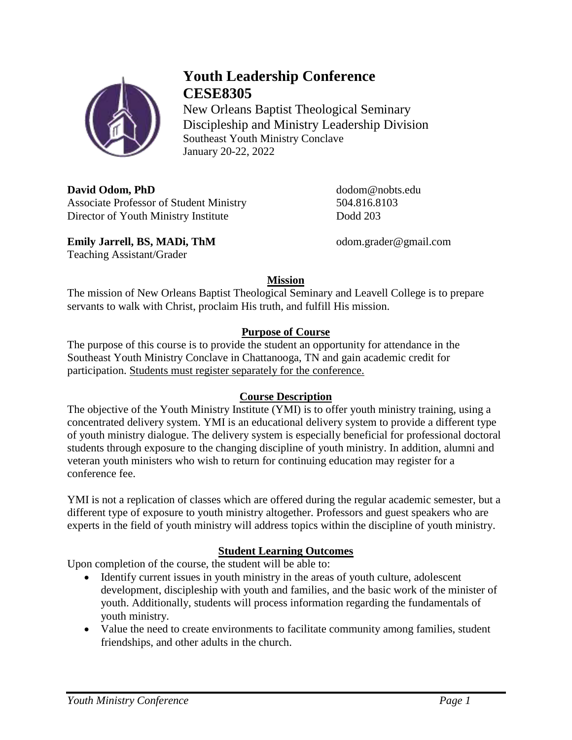# Youth Leadership Conference
# CESE8305

New Orleans Baptist Theological Seminary
Discipleship and Ministry Leadership Division
Southeast Youth Ministry Conclave
January 20-22, 2022

**David Odom, PhD**
Associate Professor of Student Ministry
Director of Youth Ministry Institute
dodom@nobts.edu
504.816.8103
Dodd 203

**Emily Jarrell, BS, MADi, ThM**
Teaching Assistant/Grader
odom.grader@gmail.com

## Mission

The mission of New Orleans Baptist Theological Seminary and Leavell College is to prepare servants to walk with Christ, proclaim His truth, and fulfill His mission.

## Purpose of Course

The purpose of this course is to provide the student an opportunity for attendance in the Southeast Youth Ministry Conclave in Chattanooga, TN and gain academic credit for participation. Students must register separately for the conference.

## Course Description

The objective of the Youth Ministry Institute (YMI) is to offer youth ministry training, using a concentrated delivery system. YMI is an educational delivery system to provide a different type of youth ministry dialogue. The delivery system is especially beneficial for professional doctoral students through exposure to the changing discipline of youth ministry. In addition, alumni and veteran youth ministers who wish to return for continuing education may register for a conference fee.

YMI is not a replication of classes which are offered during the regular academic semester, but a different type of exposure to youth ministry altogether. Professors and guest speakers who are experts in the field of youth ministry will address topics within the discipline of youth ministry.

## Student Learning Outcomes

Upon completion of the course, the student will be able to:

- Identify current issues in youth ministry in the areas of youth culture, adolescent development, discipleship with youth and families, and the basic work of the minister of youth. Additionally, students will process information regarding the fundamentals of youth ministry.
- Value the need to create environments to facilitate community among families, student friendships, and other adults in the church.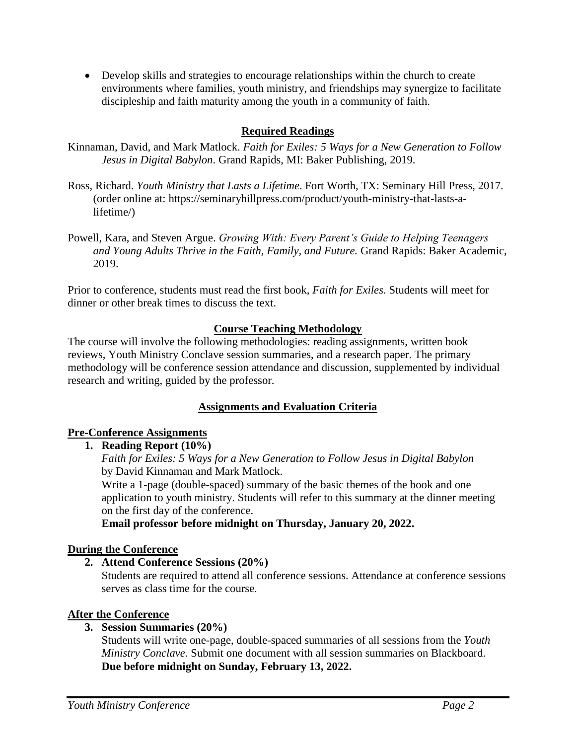- Develop skills and strategies to encourage relationships within the church to create environments where families, youth ministry, and friendships may synergize to facilitate discipleship and faith maturity among the youth in a community of faith.

## Required Readings

Kinnaman, David, and Mark Matlock. *Faith for Exiles: 5 Ways for a New Generation to Follow Jesus in Digital Babylon*. Grand Rapids, MI: Baker Publishing, 2019.

Ross, Richard. *Youth Ministry that Lasts a Lifetime*. Fort Worth, TX: Seminary Hill Press, 2017. (order online at: https://seminaryhillpress.com/product/youth-ministry-that-lasts-a-lifetime/)

Powell, Kara, and Steven Argue. *Growing With: Every Parent's Guide to Helping Teenagers and Young Adults Thrive in the Faith, Family, and Future.* Grand Rapids: Baker Academic, 2019.

Prior to conference, students must read the first book, *Faith for Exiles*. Students will meet for dinner or other break times to discuss the text.

## Course Teaching Methodology

The course will involve the following methodologies: reading assignments, written book reviews, Youth Ministry Conclave session summaries, and a research paper. The primary methodology will be conference session attendance and discussion, supplemented by individual research and writing, guided by the professor.

## Assignments and Evaluation Criteria

### Pre-Conference Assignments

1. **Reading Report (10%)**
   *Faith for Exiles: 5 Ways for a New Generation to Follow Jesus in Digital Babylon* by David Kinnaman and Mark Matlock.
   Write a 1-page (double-spaced) summary of the basic themes of the book and one application to youth ministry. Students will refer to this summary at the dinner meeting on the first day of the conference.
   **Email professor before midnight on Thursday, January 20, 2022.**

### During the Conference

2. **Attend Conference Sessions (20%)**
   Students are required to attend all conference sessions. Attendance at conference sessions serves as class time for the course.

### After the Conference

3. **Session Summaries (20%)**
   Students will write one-page, double-spaced summaries of all sessions from the *Youth Ministry Conclave.* Submit one document with all session summaries on Blackboard.
   **Due before midnight on Sunday, February 13, 2022.**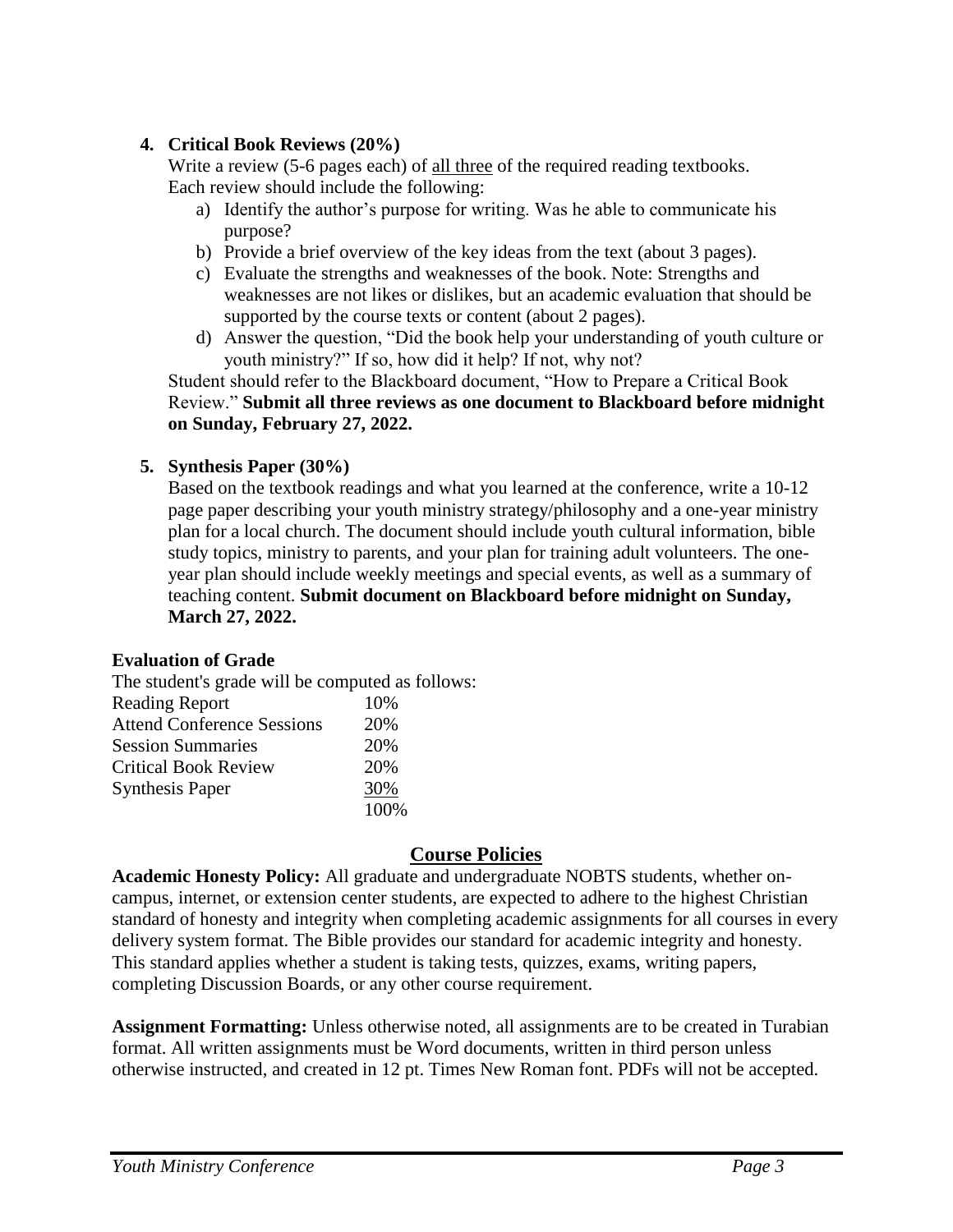4. **Critical Book Reviews (20%)**

   Write a review (5-6 pages each) of <u>all three</u> of the required reading textbooks. Each review should include the following:

   a) Identify the author's purpose for writing. Was he able to communicate his purpose?
   b) Provide a brief overview of the key ideas from the text (about 3 pages).
   c) Evaluate the strengths and weaknesses of the book. Note: Strengths and weaknesses are not likes or dislikes, but an academic evaluation that should be supported by the course texts or content (about 2 pages).
   d) Answer the question, "Did the book help your understanding of youth culture or youth ministry?" If so, how did it help? If not, why not?

   Student should refer to the Blackboard document, "How to Prepare a Critical Book Review." **Submit all three reviews as one document to Blackboard before midnight on Sunday, February 27, 2022.**

5. **Synthesis Paper (30%)**

   Based on the textbook readings and what you learned at the conference, write a 10-12 page paper describing your youth ministry strategy/philosophy and a one-year ministry plan for a local church. The document should include youth cultural information, bible study topics, ministry to parents, and your plan for training adult volunteers. The one-year plan should include weekly meetings and special events, as well as a summary of teaching content. **Submit document on Blackboard before midnight on Sunday, March 27, 2022.**

### Evaluation of Grade

The student's grade will be computed as follows:

| | |
|---|---|
| Reading Report | 10% |
| Attend Conference Sessions | 20% |
| Session Summaries | 20% |
| Critical Book Review | 20% |
| Synthesis Paper | 30% |
| | 100% |

## Course Policies

**Academic Honesty Policy:** All graduate and undergraduate NOBTS students, whether on-campus, internet, or extension center students, are expected to adhere to the highest Christian standard of honesty and integrity when completing academic assignments for all courses in every delivery system format. The Bible provides our standard for academic integrity and honesty. This standard applies whether a student is taking tests, quizzes, exams, writing papers, completing Discussion Boards, or any other course requirement.

**Assignment Formatting:** Unless otherwise noted, all assignments are to be created in Turabian format. All written assignments must be Word documents, written in third person unless otherwise instructed, and created in 12 pt. Times New Roman font. PDFs will not be accepted.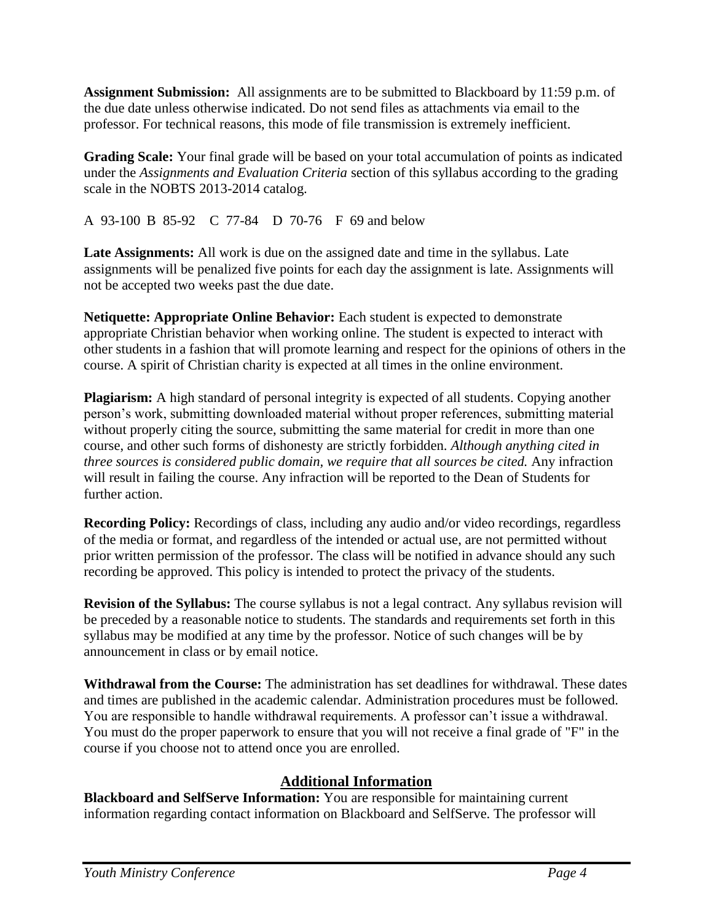**Assignment Submission:** All assignments are to be submitted to Blackboard by 11:59 p.m. of the due date unless otherwise indicated. Do not send files as attachments via email to the professor. For technical reasons, this mode of file transmission is extremely inefficient.

**Grading Scale:** Your final grade will be based on your total accumulation of points as indicated under the *Assignments and Evaluation Criteria* section of this syllabus according to the grading scale in the NOBTS 2013-2014 catalog.

A 93-100 B 85-92 C 77-84 D 70-76 F 69 and below

**Late Assignments:** All work is due on the assigned date and time in the syllabus. Late assignments will be penalized five points for each day the assignment is late. Assignments will not be accepted two weeks past the due date.

**Netiquette: Appropriate Online Behavior:** Each student is expected to demonstrate appropriate Christian behavior when working online. The student is expected to interact with other students in a fashion that will promote learning and respect for the opinions of others in the course. A spirit of Christian charity is expected at all times in the online environment.

**Plagiarism:** A high standard of personal integrity is expected of all students. Copying another person's work, submitting downloaded material without proper references, submitting material without properly citing the source, submitting the same material for credit in more than one course, and other such forms of dishonesty are strictly forbidden. *Although anything cited in three sources is considered public domain, we require that all sources be cited.* Any infraction will result in failing the course. Any infraction will be reported to the Dean of Students for further action.

**Recording Policy:** Recordings of class, including any audio and/or video recordings, regardless of the media or format, and regardless of the intended or actual use, are not permitted without prior written permission of the professor. The class will be notified in advance should any such recording be approved. This policy is intended to protect the privacy of the students.

**Revision of the Syllabus:** The course syllabus is not a legal contract. Any syllabus revision will be preceded by a reasonable notice to students. The standards and requirements set forth in this syllabus may be modified at any time by the professor. Notice of such changes will be by announcement in class or by email notice.

**Withdrawal from the Course:** The administration has set deadlines for withdrawal. These dates and times are published in the academic calendar. Administration procedures must be followed. You are responsible to handle withdrawal requirements. A professor can't issue a withdrawal. You must do the proper paperwork to ensure that you will not receive a final grade of "F" in the course if you choose not to attend once you are enrolled.

## Additional Information

**Blackboard and SelfServe Information:** You are responsible for maintaining current information regarding contact information on Blackboard and SelfServe. The professor will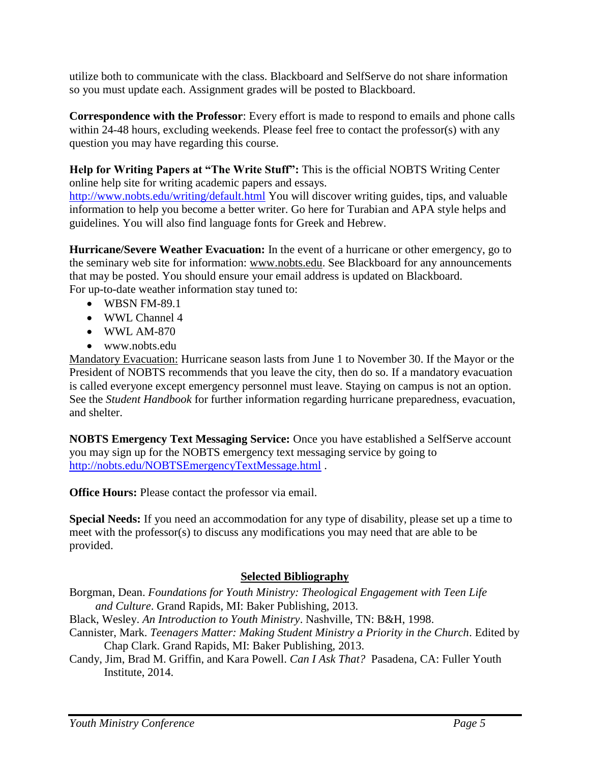utilize both to communicate with the class. Blackboard and SelfServe do not share information so you must update each. Assignment grades will be posted to Blackboard.

**Correspondence with the Professor**: Every effort is made to respond to emails and phone calls within 24-48 hours, excluding weekends. Please feel free to contact the professor(s) with any question you may have regarding this course.

**Help for Writing Papers at "The Write Stuff":** This is the official NOBTS Writing Center online help site for writing academic papers and essays. [http://www.nobts.edu/writing/default.html](http://www.nobts.edu/writing/default.html) You will discover writing guides, tips, and valuable information to help you become a better writer. Go here for Turabian and APA style helps and guidelines. You will also find language fonts for Greek and Hebrew.

**Hurricane/Severe Weather Evacuation:** In the event of a hurricane or other emergency, go to the seminary web site for information: www.nobts.edu. See Blackboard for any announcements that may be posted. You should ensure your email address is updated on Blackboard. For up-to-date weather information stay tuned to:

- WBSN FM-89.1
- WWL Channel 4
- WWL AM-870
- www.nobts.edu

Mandatory Evacuation: Hurricane season lasts from June 1 to November 30. If the Mayor or the President of NOBTS recommends that you leave the city, then do so. If a mandatory evacuation is called everyone except emergency personnel must leave. Staying on campus is not an option. See the *Student Handbook* for further information regarding hurricane preparedness, evacuation, and shelter.

**NOBTS Emergency Text Messaging Service:** Once you have established a SelfServe account you may sign up for the NOBTS emergency text messaging service by going to [http://nobts.edu/NOBTSEmergencyTextMessage.html](http://nobts.edu/NOBTSEmergencyTextMessage.html) .

**Office Hours:** Please contact the professor via email.

**Special Needs:** If you need an accommodation for any type of disability, please set up a time to meet with the professor(s) to discuss any modifications you may need that are able to be provided.

## Selected Bibliography

Borgman, Dean. *Foundations for Youth Ministry: Theological Engagement with Teen Life and Culture*. Grand Rapids, MI: Baker Publishing, 2013.

Black, Wesley. *An Introduction to Youth Ministry*. Nashville, TN: B&H, 1998.

Cannister, Mark. *Teenagers Matter: Making Student Ministry a Priority in the Church*. Edited by Chap Clark. Grand Rapids, MI: Baker Publishing, 2013.

Candy, Jim, Brad M. Griffin, and Kara Powell. *Can I Ask That?* Pasadena, CA: Fuller Youth Institute, 2014.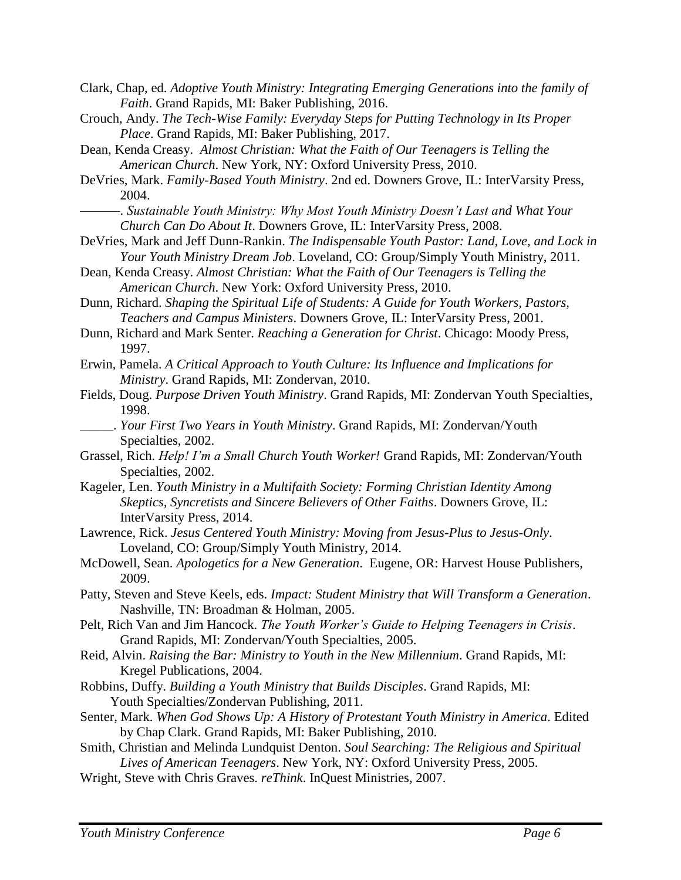Clark, Chap, ed. *Adoptive Youth Ministry: Integrating Emerging Generations into the family of Faith*. Grand Rapids, MI: Baker Publishing, 2016.

Crouch, Andy. *The Tech-Wise Family: Everyday Steps for Putting Technology in Its Proper Place*. Grand Rapids, MI: Baker Publishing, 2017.

Dean, Kenda Creasy. *Almost Christian: What the Faith of Our Teenagers is Telling the American Church*. New York, NY: Oxford University Press, 2010.

DeVries, Mark. *Family-Based Youth Ministry*. 2nd ed. Downers Grove, IL: InterVarsity Press, 2004.

———. *Sustainable Youth Ministry: Why Most Youth Ministry Doesn't Last and What Your Church Can Do About It*. Downers Grove, IL: InterVarsity Press, 2008.

DeVries, Mark and Jeff Dunn-Rankin. *The Indispensable Youth Pastor: Land, Love, and Lock in Your Youth Ministry Dream Job*. Loveland, CO: Group/Simply Youth Ministry, 2011.

Dean, Kenda Creasy. *Almost Christian: What the Faith of Our Teenagers is Telling the American Church*. New York: Oxford University Press, 2010.

Dunn, Richard. *Shaping the Spiritual Life of Students: A Guide for Youth Workers, Pastors, Teachers and Campus Ministers*. Downers Grove, IL: InterVarsity Press, 2001.

Dunn, Richard and Mark Senter. *Reaching a Generation for Christ*. Chicago: Moody Press, 1997.

Erwin, Pamela. *A Critical Approach to Youth Culture: Its Influence and Implications for Ministry*. Grand Rapids, MI: Zondervan, 2010.

Fields, Doug. *Purpose Driven Youth Ministry*. Grand Rapids, MI: Zondervan Youth Specialties, 1998.

_____. *Your First Two Years in Youth Ministry*. Grand Rapids, MI: Zondervan/Youth Specialties, 2002.

Grassel, Rich. *Help! I'm a Small Church Youth Worker!* Grand Rapids, MI: Zondervan/Youth Specialties, 2002.

Kageler, Len. *Youth Ministry in a Multifaith Society: Forming Christian Identity Among Skeptics, Syncretists and Sincere Believers of Other Faiths*. Downers Grove, IL: InterVarsity Press, 2014.

Lawrence, Rick. *Jesus Centered Youth Ministry: Moving from Jesus-Plus to Jesus-Only*. Loveland, CO: Group/Simply Youth Ministry, 2014.

McDowell, Sean. *Apologetics for a New Generation*. Eugene, OR: Harvest House Publishers, 2009.

Patty, Steven and Steve Keels, eds. *Impact: Student Ministry that Will Transform a Generation*. Nashville, TN: Broadman & Holman, 2005.

Pelt, Rich Van and Jim Hancock. *The Youth Worker's Guide to Helping Teenagers in Crisis*. Grand Rapids, MI: Zondervan/Youth Specialties, 2005.

Reid, Alvin. *Raising the Bar: Ministry to Youth in the New Millennium*. Grand Rapids, MI: Kregel Publications, 2004.

Robbins, Duffy. *Building a Youth Ministry that Builds Disciples*. Grand Rapids, MI: Youth Specialties/Zondervan Publishing, 2011.

Senter, Mark. *When God Shows Up: A History of Protestant Youth Ministry in America*. Edited by Chap Clark. Grand Rapids, MI: Baker Publishing, 2010.

Smith, Christian and Melinda Lundquist Denton. *Soul Searching: The Religious and Spiritual Lives of American Teenagers*. New York, NY: Oxford University Press, 2005.

Wright, Steve with Chris Graves. *reThink*. InQuest Ministries, 2007.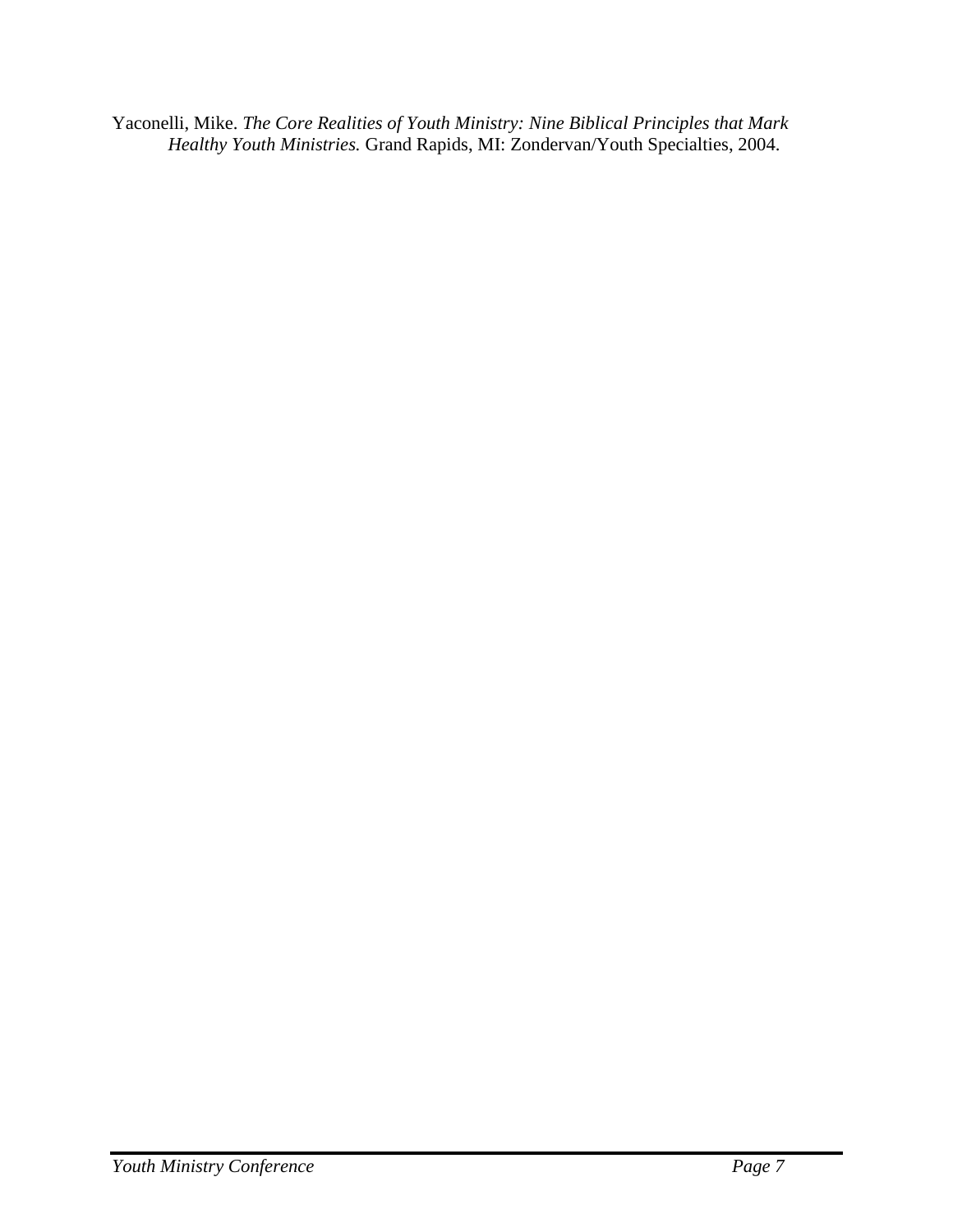Yaconelli, Mike. *The Core Realities of Youth Ministry: Nine Biblical Principles that Mark Healthy Youth Ministries.* Grand Rapids, MI: Zondervan/Youth Specialties, 2004.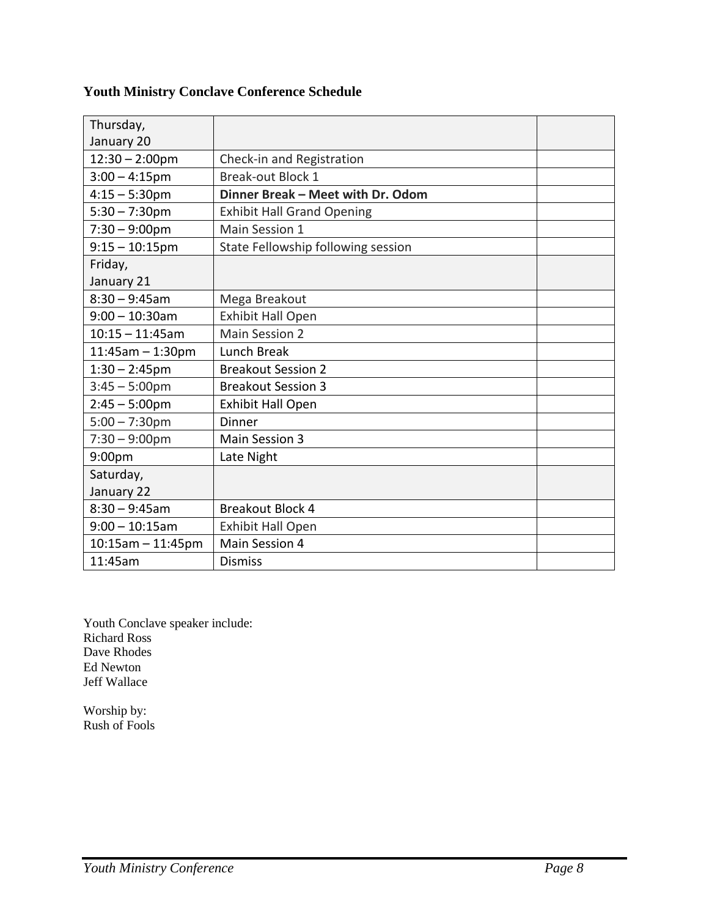**Youth Ministry Conclave Conference Schedule**

| | | |
|---|---|---|
| Thursday, January 20 | | |
| 12:30 – 2:00pm | Check-in and Registration | |
| 3:00 – 4:15pm | Break-out Block 1 | |
| 4:15 – 5:30pm | **Dinner Break – Meet with Dr. Odom** | |
| 5:30 – 7:30pm | Exhibit Hall Grand Opening | |
| 7:30 – 9:00pm | Main Session 1 | |
| 9:15 – 10:15pm | State Fellowship following session | |
| Friday, January 21 | | |
| 8:30 – 9:45am | Mega Breakout | |
| 9:00 – 10:30am | Exhibit Hall Open | |
| 10:15 – 11:45am | Main Session 2 | |
| 11:45am – 1:30pm | Lunch Break | |
| 1:30 – 2:45pm | Breakout Session 2 | |
| 3:45 – 5:00pm | Breakout Session 3 | |
| 2:45 – 5:00pm | Exhibit Hall Open | |
| 5:00 – 7:30pm | Dinner | |
| 7:30 – 9:00pm | Main Session 3 | |
| 9:00pm | Late Night | |
| Saturday, January 22 | | |
| 8:30 – 9:45am | Breakout Block 4 | |
| 9:00 – 10:15am | Exhibit Hall Open | |
| 10:15am – 11:45pm | Main Session 4 | |
| 11:45am | Dismiss | |

Youth Conclave speaker include:
Richard Ross
Dave Rhodes
Ed Newton
Jeff Wallace

Worship by:
Rush of Fools